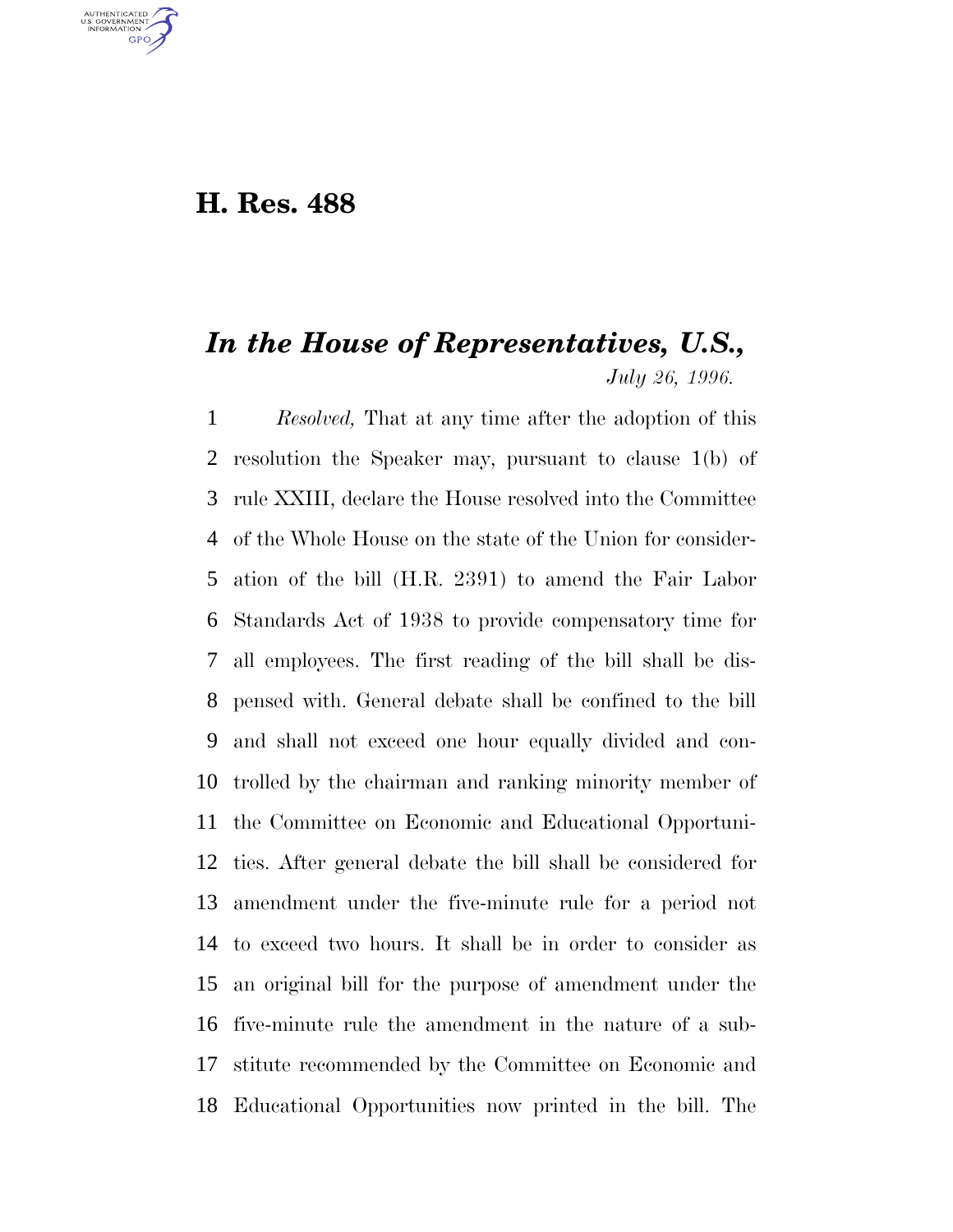# H. Res. 488

## *In the House of Representatives, U.S.,*

*July 26, 1996.*

*Resolved,* That at any time after the adoption of this resolution the Speaker may, pursuant to clause 1(b) of rule XXIII, declare the House resolved into the Committee of the Whole House on the state of the Union for consideration of the bill (H.R. 2391) to amend the Fair Labor Standards Act of 1938 to provide compensatory time for all employees. The first reading of the bill shall be dispensed with. General debate shall be confined to the bill and shall not exceed one hour equally divided and controlled by the chairman and ranking minority member of the Committee on Economic and Educational Opportunities. After general debate the bill shall be considered for amendment under the five-minute rule for a period not to exceed two hours. It shall be in order to consider as an original bill for the purpose of amendment under the five-minute rule the amendment in the nature of a substitute recommended by the Committee on Economic and Educational Opportunities now printed in the bill. The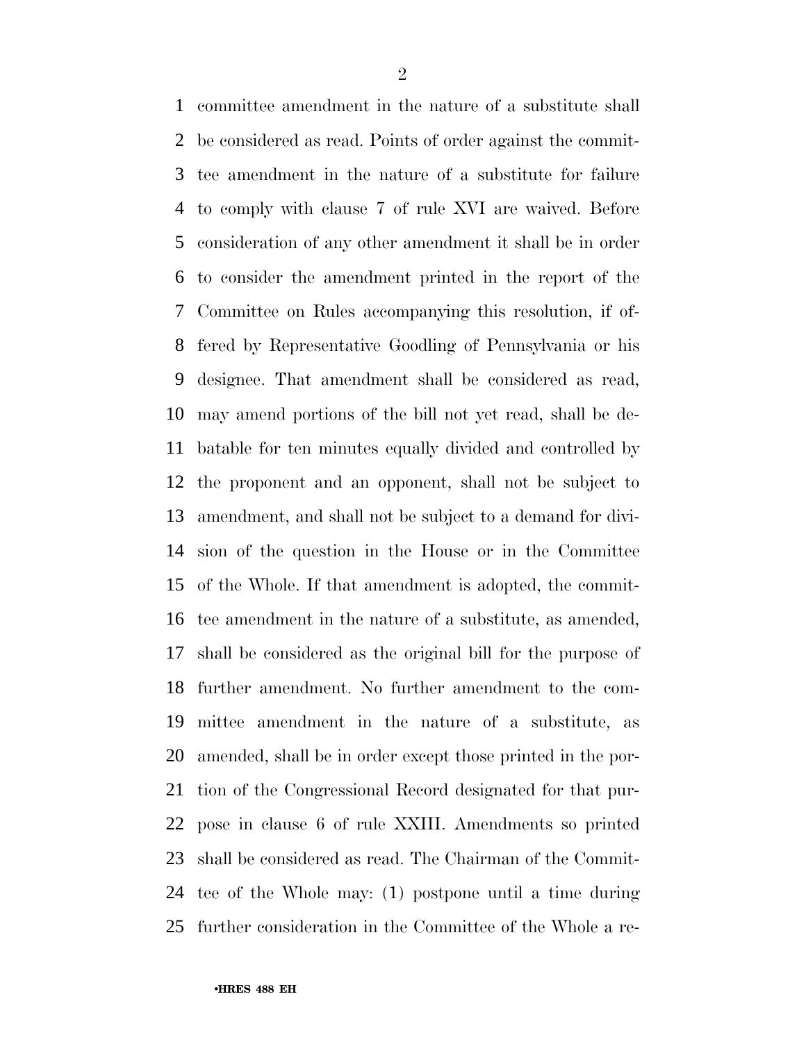committee amendment in the nature of a substitute shall be considered as read. Points of order against the committee amendment in the nature of a substitute for failure to comply with clause 7 of rule XVI are waived. Before consideration of any other amendment it shall be in order to consider the amendment printed in the report of the Committee on Rules accompanying this resolution, if offered by Representative Goodling of Pennsylvania or his designee. That amendment shall be considered as read, may amend portions of the bill not yet read, shall be debatable for ten minutes equally divided and controlled by the proponent and an opponent, shall not be subject to amendment, and shall not be subject to a demand for division of the question in the House or in the Committee of the Whole. If that amendment is adopted, the committee amendment in the nature of a substitute, as amended, shall be considered as the original bill for the purpose of further amendment. No further amendment to the committee amendment in the nature of a substitute, as amended, shall be in order except those printed in the portion of the Congressional Record designated for that purpose in clause 6 of rule XXIII. Amendments so printed shall be considered as read. The Chairman of the Committee of the Whole may: (1) postpone until a time during further consideration in the Committee of the Whole a re-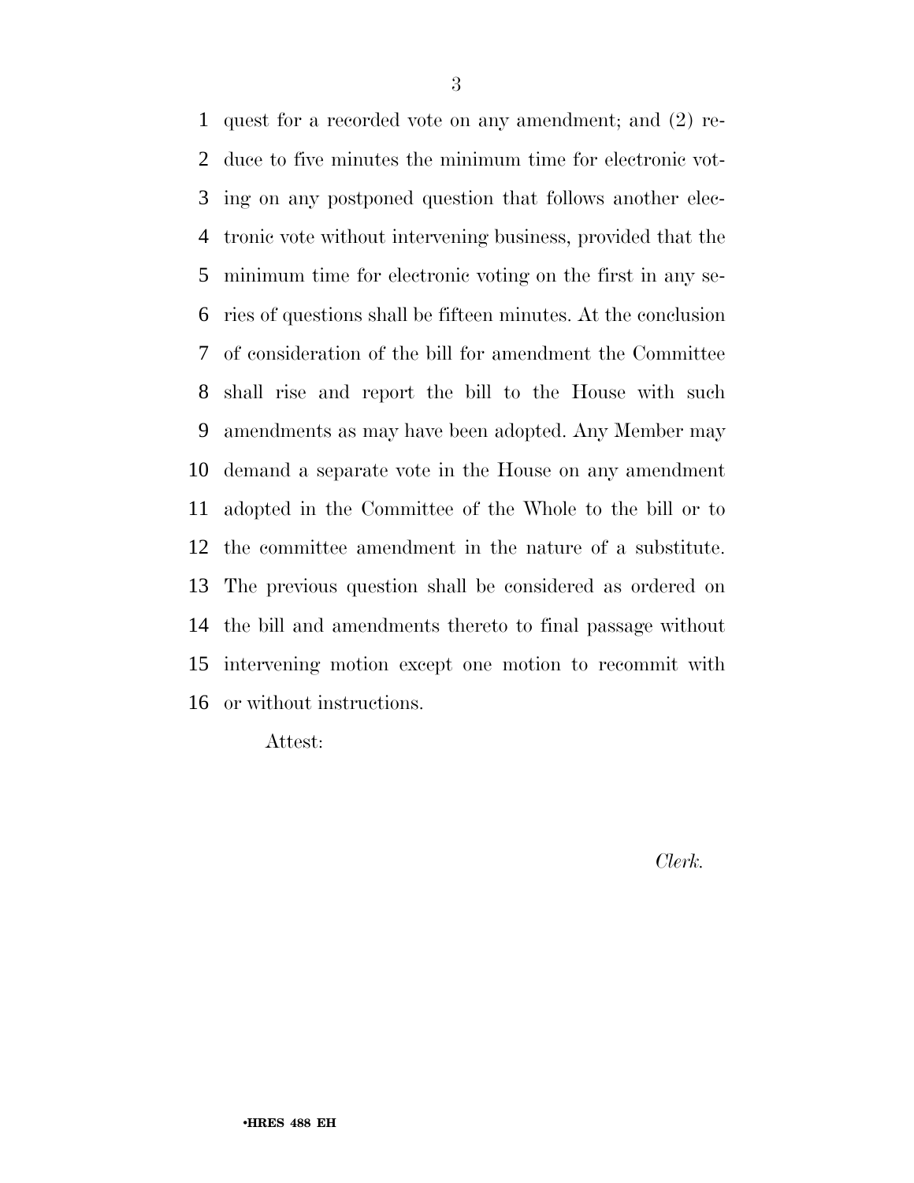quest for a recorded vote on any amendment; and (2) reduce to five minutes the minimum time for electronic voting on any postponed question that follows another electronic vote without intervening business, provided that the minimum time for electronic voting on the first in any series of questions shall be fifteen minutes. At the conclusion of consideration of the bill for amendment the Committee shall rise and report the bill to the House with such amendments as may have been adopted. Any Member may demand a separate vote in the House on any amendment adopted in the Committee of the Whole to the bill or to the committee amendment in the nature of a substitute. The previous question shall be considered as ordered on the bill and amendments thereto to final passage without intervening motion except one motion to recommit with or without instructions.

Attest:

*Clerk.*